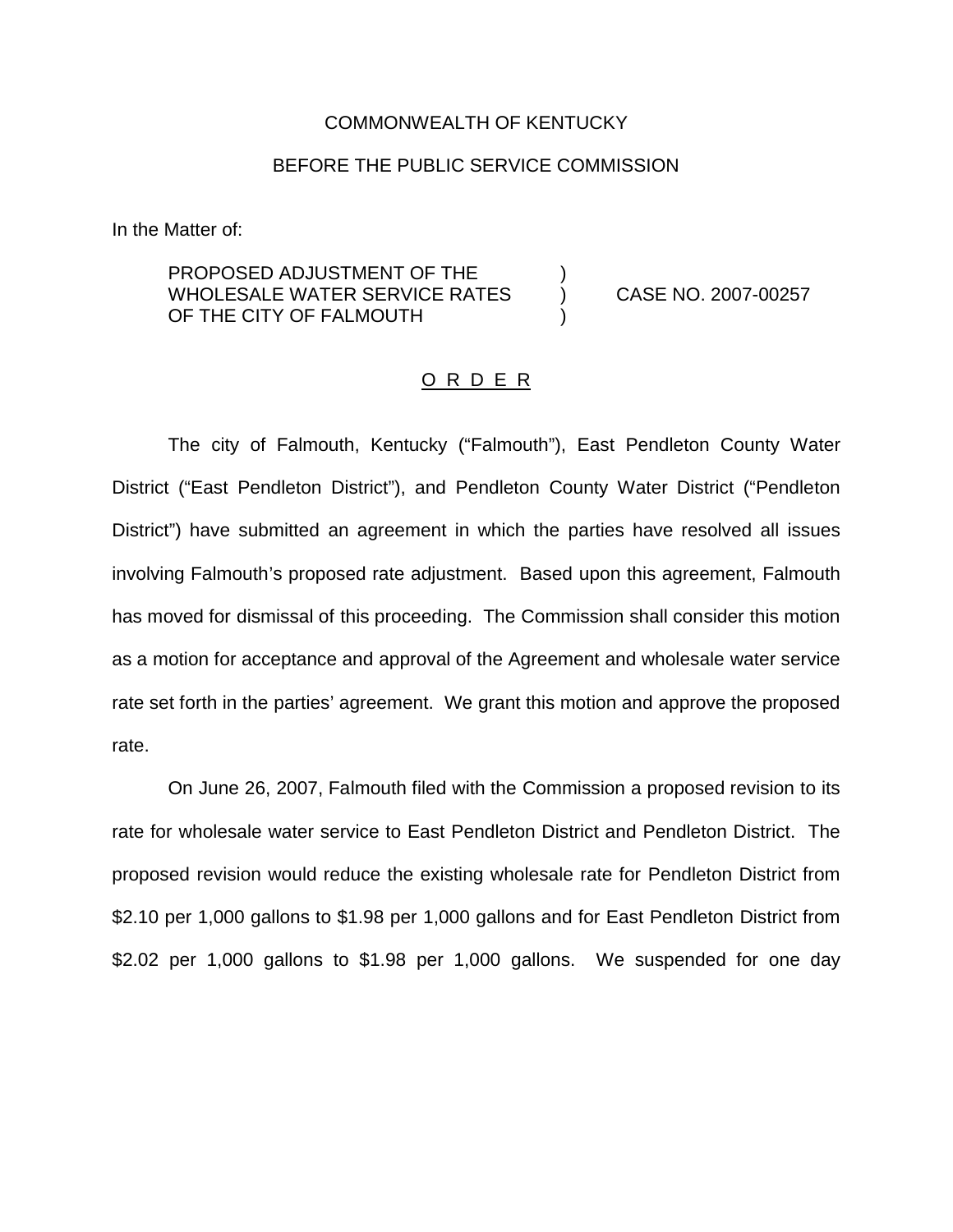COMMONWEALTH OF KENTUCKY

BEFORE THE PUBLIC SERVICE COMMISSION

In the Matter of:

| | | |
|---|---|---|
| PROPOSED ADJUSTMENT OF THE WHOLESALE WATER SERVICE RATES OF THE CITY OF FALMOUTH | ) ) ) | CASE NO. 2007-00257 |

## O R D E R

The city of Falmouth, Kentucky ("Falmouth"), East Pendleton County Water District ("East Pendleton District"), and Pendleton County Water District ("Pendleton District") have submitted an agreement in which the parties have resolved all issues involving Falmouth's proposed rate adjustment. Based upon this agreement, Falmouth has moved for dismissal of this proceeding. The Commission shall consider this motion as a motion for acceptance and approval of the Agreement and wholesale water service rate set forth in the parties' agreement. We grant this motion and approve the proposed rate.

On June 26, 2007, Falmouth filed with the Commission a proposed revision to its rate for wholesale water service to East Pendleton District and Pendleton District. The proposed revision would reduce the existing wholesale rate for Pendleton District from $2.10 per 1,000 gallons to $1.98 per 1,000 gallons and for East Pendleton District from $2.02 per 1,000 gallons to $1.98 per 1,000 gallons. We suspended for one day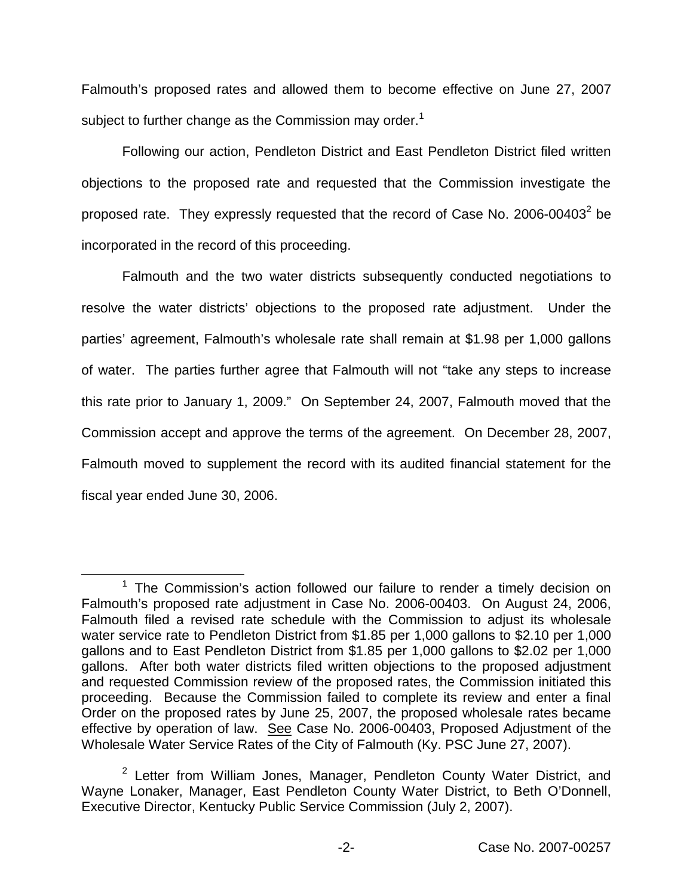Falmouth's proposed rates and allowed them to become effective on June 27, 2007 subject to further change as the Commission may order.[1]

Following our action, Pendleton District and East Pendleton District filed written objections to the proposed rate and requested that the Commission investigate the proposed rate. They expressly requested that the record of Case No. 2006-00403[2] be incorporated in the record of this proceeding.

Falmouth and the two water districts subsequently conducted negotiations to resolve the water districts' objections to the proposed rate adjustment. Under the parties' agreement, Falmouth's wholesale rate shall remain at $1.98 per 1,000 gallons of water. The parties further agree that Falmouth will not "take any steps to increase this rate prior to January 1, 2009." On September 24, 2007, Falmouth moved that the Commission accept and approve the terms of the agreement. On December 28, 2007, Falmouth moved to supplement the record with its audited financial statement for the fiscal year ended June 30, 2006.

---

[1] The Commission's action followed our failure to render a timely decision on Falmouth's proposed rate adjustment in Case No. 2006-00403. On August 24, 2006, Falmouth filed a revised rate schedule with the Commission to adjust its wholesale water service rate to Pendleton District from $1.85 per 1,000 gallons to $2.10 per 1,000 gallons and to East Pendleton District from $1.85 per 1,000 gallons to $2.02 per 1,000 gallons. After both water districts filed written objections to the proposed adjustment and requested Commission review of the proposed rates, the Commission initiated this proceeding. Because the Commission failed to complete its review and enter a final Order on the proposed rates by June 25, 2007, the proposed wholesale rates became effective by operation of law. See Case No. 2006-00403, Proposed Adjustment of the Wholesale Water Service Rates of the City of Falmouth (Ky. PSC June 27, 2007).

[2] Letter from William Jones, Manager, Pendleton County Water District, and Wayne Lonaker, Manager, East Pendleton County Water District, to Beth O'Donnell, Executive Director, Kentucky Public Service Commission (July 2, 2007).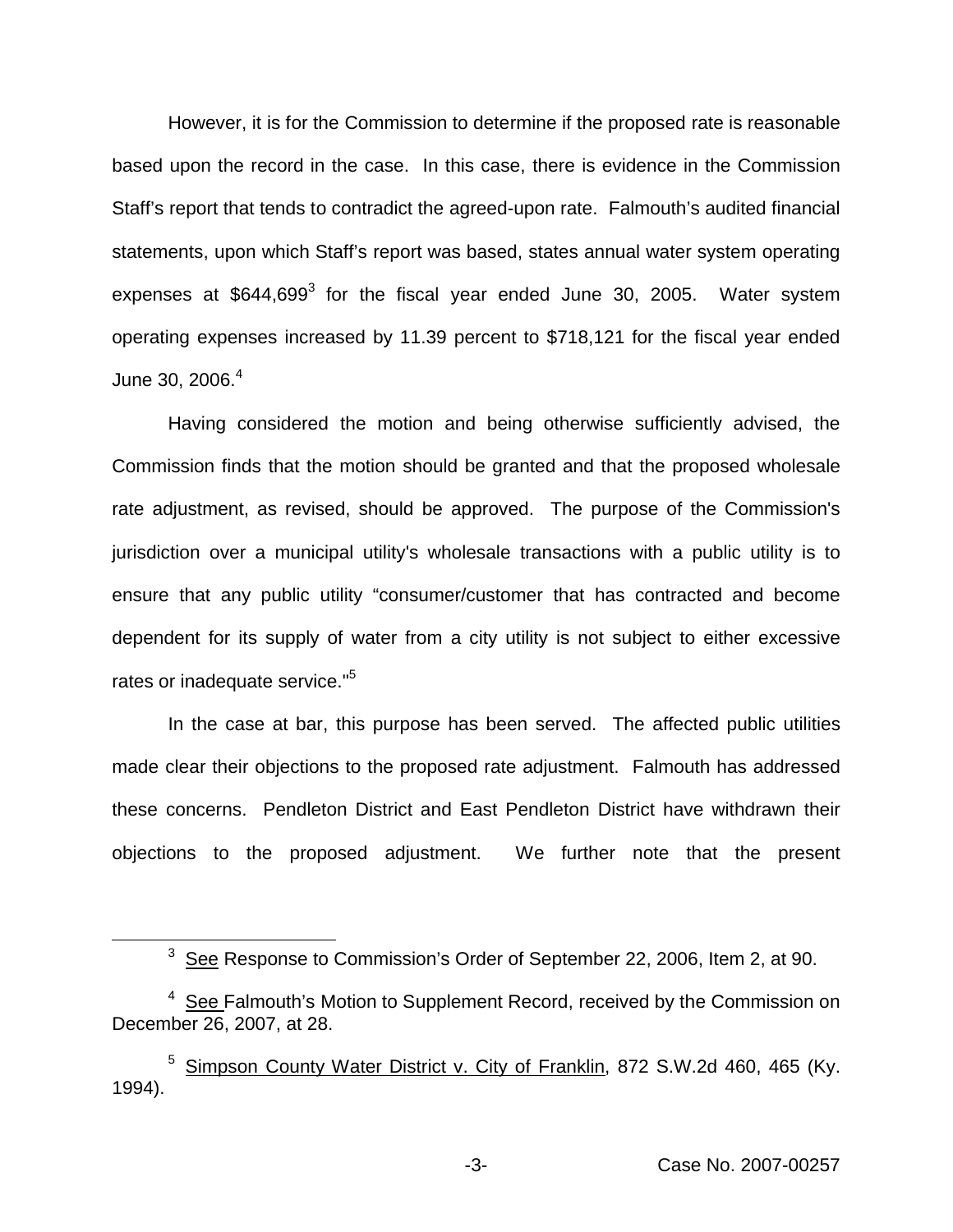However, it is for the Commission to determine if the proposed rate is reasonable based upon the record in the case. In this case, there is evidence in the Commission Staff's report that tends to contradict the agreed-upon rate. Falmouth's audited financial statements, upon which Staff's report was based, states annual water system operating expenses at $644,699[3] for the fiscal year ended June 30, 2005. Water system operating expenses increased by 11.39 percent to $718,121 for the fiscal year ended June 30, 2006.[4]

Having considered the motion and being otherwise sufficiently advised, the Commission finds that the motion should be granted and that the proposed wholesale rate adjustment, as revised, should be approved. The purpose of the Commission's jurisdiction over a municipal utility's wholesale transactions with a public utility is to ensure that any public utility "consumer/customer that has contracted and become dependent for its supply of water from a city utility is not subject to either excessive rates or inadequate service."[5]

In the case at bar, this purpose has been served. The affected public utilities made clear their objections to the proposed rate adjustment. Falmouth has addressed these concerns. Pendleton District and East Pendleton District have withdrawn their objections to the proposed adjustment. We further note that the present

[3] See Response to Commission's Order of September 22, 2006, Item 2, at 90.

[4] See Falmouth's Motion to Supplement Record, received by the Commission on December 26, 2007, at 28.

[5] Simpson County Water District v. City of Franklin, 872 S.W.2d 460, 465 (Ky. 1994).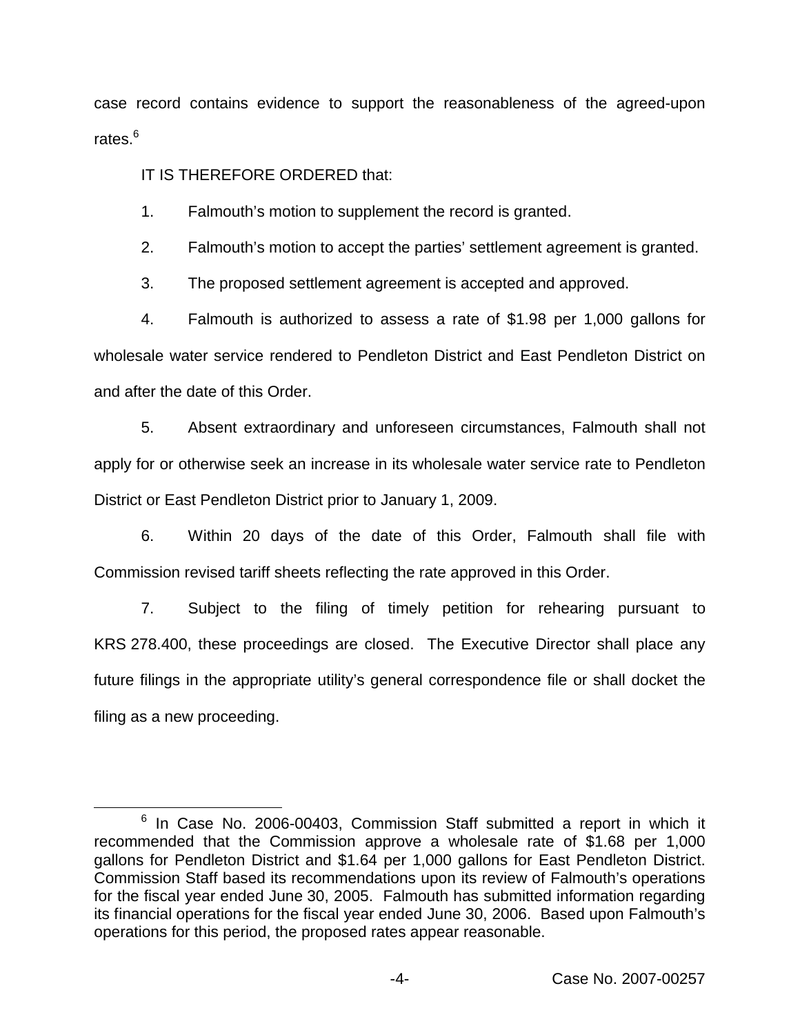case record contains evidence to support the reasonableness of the agreed-upon rates.[6]

IT IS THEREFORE ORDERED that:

1. Falmouth's motion to supplement the record is granted.

2. Falmouth's motion to accept the parties' settlement agreement is granted.

3. The proposed settlement agreement is accepted and approved.

4. Falmouth is authorized to assess a rate of $1.98 per 1,000 gallons for wholesale water service rendered to Pendleton District and East Pendleton District on and after the date of this Order.

5. Absent extraordinary and unforeseen circumstances, Falmouth shall not apply for or otherwise seek an increase in its wholesale water service rate to Pendleton District or East Pendleton District prior to January 1, 2009.

6. Within 20 days of the date of this Order, Falmouth shall file with Commission revised tariff sheets reflecting the rate approved in this Order.

7. Subject to the filing of timely petition for rehearing pursuant to KRS 278.400, these proceedings are closed. The Executive Director shall place any future filings in the appropriate utility's general correspondence file or shall docket the filing as a new proceeding.

---

[6] In Case No. 2006-00403, Commission Staff submitted a report in which it recommended that the Commission approve a wholesale rate of $1.68 per 1,000 gallons for Pendleton District and $1.64 per 1,000 gallons for East Pendleton District. Commission Staff based its recommendations upon its review of Falmouth's operations for the fiscal year ended June 30, 2005. Falmouth has submitted information regarding its financial operations for the fiscal year ended June 30, 2006. Based upon Falmouth's operations for this period, the proposed rates appear reasonable.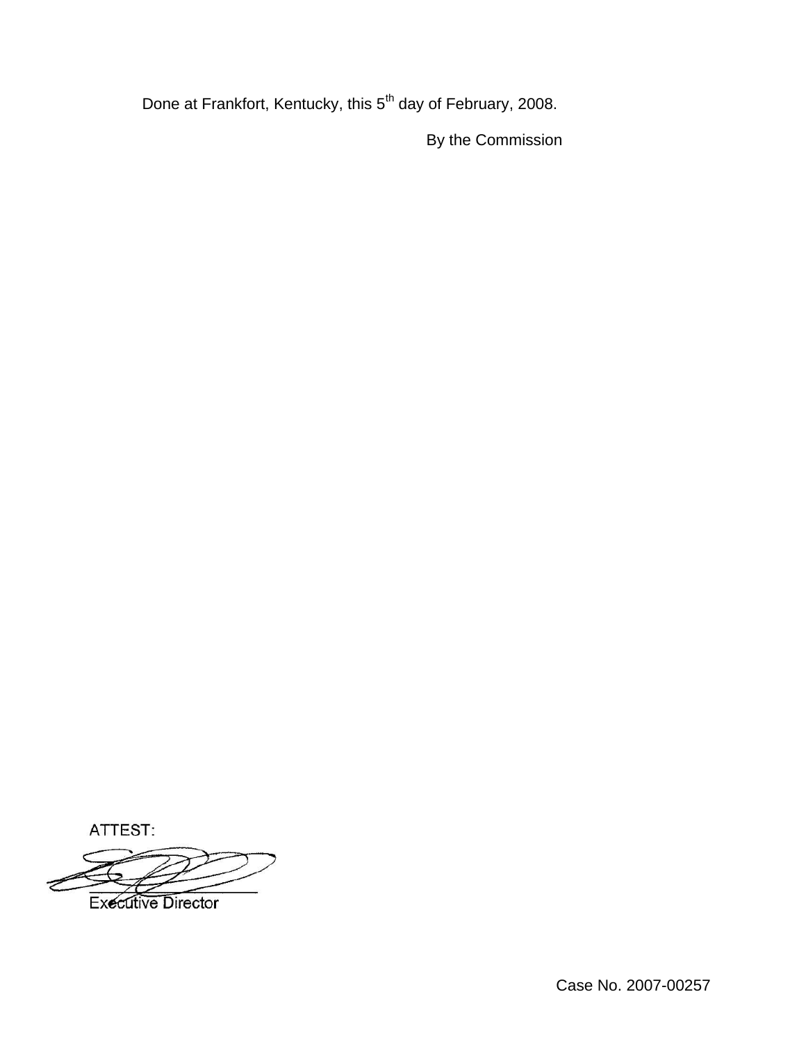Done at Frankfort, Kentucky, this 5th day of February, 2008.

By the Commission

ATTEST:

Executive Director

Case No. 2007-00257